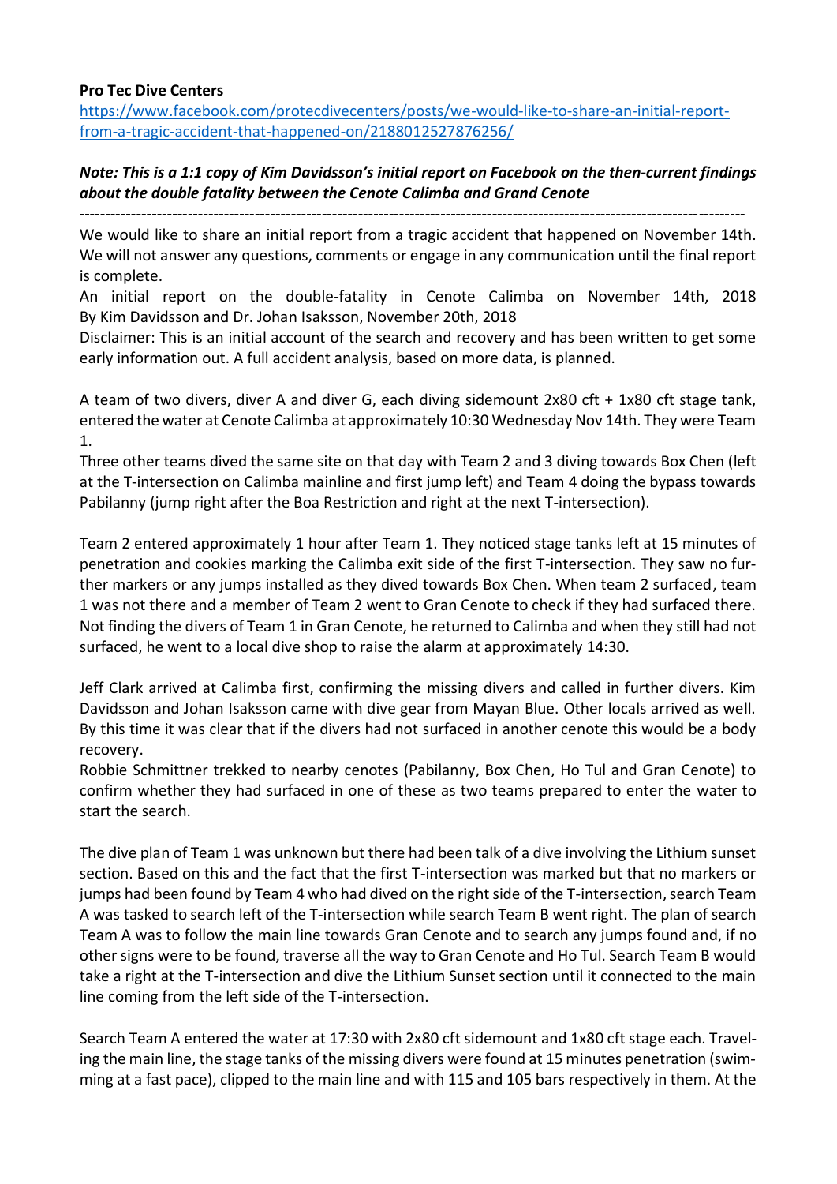**Pro Tec Dive Centers**

https://www.facebook.com/protecdivecenters/posts/we-would-like-to-share-an-initial-report-from-a-tragic-accident-that-happened-on/2188012527876256/

***Note: This is a 1:1 copy of Kim Davidsson's initial report on Facebook on the then-current findings about the double fatality between the Cenote Calimba and Grand Cenote***

---

We would like to share an initial report from a tragic accident that happened on November 14th. We will not answer any questions, comments or engage in any communication until the final report is complete.

An initial report on the double-fatality in Cenote Calimba on November 14th, 2018 By Kim Davidsson and Dr. Johan Isaksson, November 20th, 2018

Disclaimer: This is an initial account of the search and recovery and has been written to get some early information out. A full accident analysis, based on more data, is planned.

A team of two divers, diver A and diver G, each diving sidemount 2x80 cft + 1x80 cft stage tank, entered the water at Cenote Calimba at approximately 10:30 Wednesday Nov 14th. They were Team 1.

Three other teams dived the same site on that day with Team 2 and 3 diving towards Box Chen (left at the T-intersection on Calimba mainline and first jump left) and Team 4 doing the bypass towards Pabilanny (jump right after the Boa Restriction and right at the next T-intersection).

Team 2 entered approximately 1 hour after Team 1. They noticed stage tanks left at 15 minutes of penetration and cookies marking the Calimba exit side of the first T-intersection. They saw no further markers or any jumps installed as they dived towards Box Chen. When team 2 surfaced, team 1 was not there and a member of Team 2 went to Gran Cenote to check if they had surfaced there. Not finding the divers of Team 1 in Gran Cenote, he returned to Calimba and when they still had not surfaced, he went to a local dive shop to raise the alarm at approximately 14:30.

Jeff Clark arrived at Calimba first, confirming the missing divers and called in further divers. Kim Davidsson and Johan Isaksson came with dive gear from Mayan Blue. Other locals arrived as well. By this time it was clear that if the divers had not surfaced in another cenote this would be a body recovery.

Robbie Schmittner trekked to nearby cenotes (Pabilanny, Box Chen, Ho Tul and Gran Cenote) to confirm whether they had surfaced in one of these as two teams prepared to enter the water to start the search.

The dive plan of Team 1 was unknown but there had been talk of a dive involving the Lithium sunset section. Based on this and the fact that the first T-intersection was marked but that no markers or jumps had been found by Team 4 who had dived on the right side of the T-intersection, search Team A was tasked to search left of the T-intersection while search Team B went right. The plan of search Team A was to follow the main line towards Gran Cenote and to search any jumps found and, if no other signs were to be found, traverse all the way to Gran Cenote and Ho Tul. Search Team B would take a right at the T-intersection and dive the Lithium Sunset section until it connected to the main line coming from the left side of the T-intersection.

Search Team A entered the water at 17:30 with 2x80 cft sidemount and 1x80 cft stage each. Traveling the main line, the stage tanks of the missing divers were found at 15 minutes penetration (swimming at a fast pace), clipped to the main line and with 115 and 105 bars respectively in them. At the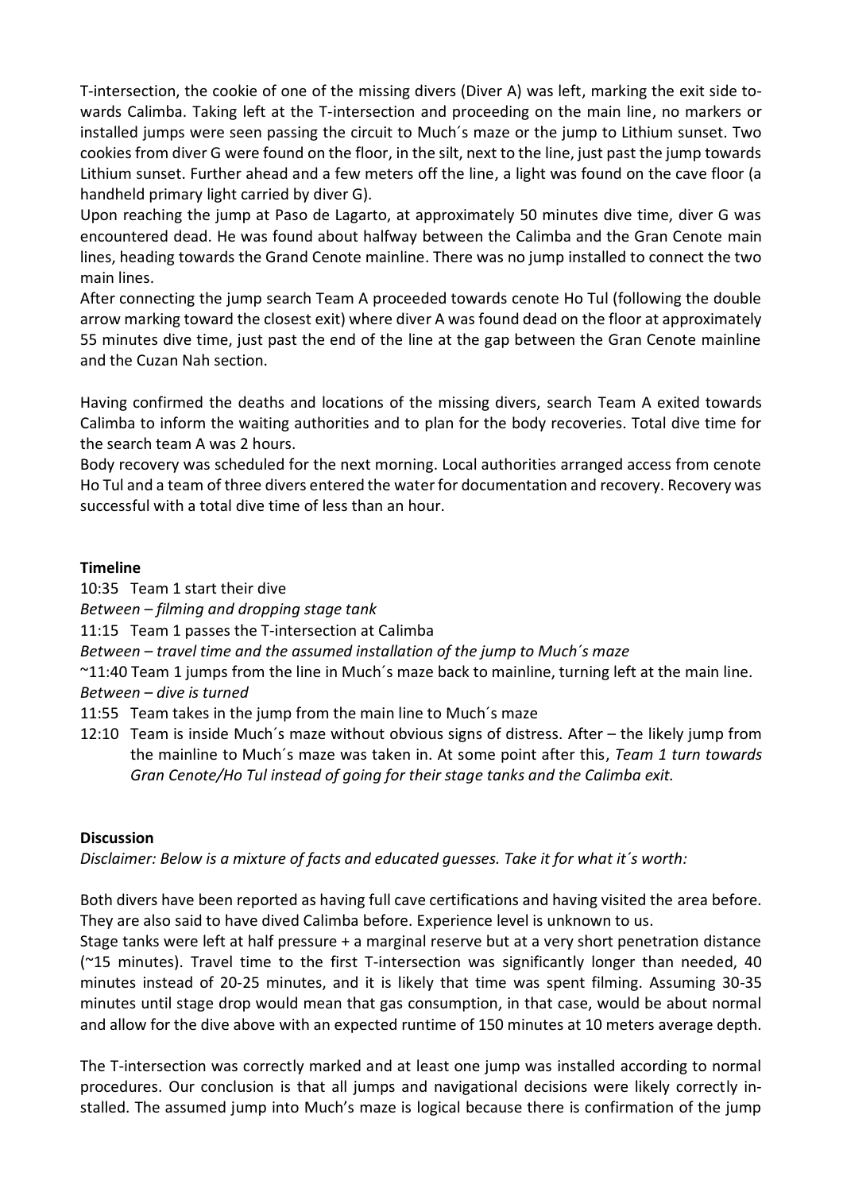T-intersection, the cookie of one of the missing divers (Diver A) was left, marking the exit side towards Calimba. Taking left at the T-intersection and proceeding on the main line, no markers or installed jumps were seen passing the circuit to Much´s maze or the jump to Lithium sunset. Two cookies from diver G were found on the floor, in the silt, next to the line, just past the jump towards Lithium sunset. Further ahead and a few meters off the line, a light was found on the cave floor (a handheld primary light carried by diver G).

Upon reaching the jump at Paso de Lagarto, at approximately 50 minutes dive time, diver G was encountered dead. He was found about halfway between the Calimba and the Gran Cenote main lines, heading towards the Grand Cenote mainline. There was no jump installed to connect the two main lines.

After connecting the jump search Team A proceeded towards cenote Ho Tul (following the double arrow marking toward the closest exit) where diver A was found dead on the floor at approximately 55 minutes dive time, just past the end of the line at the gap between the Gran Cenote mainline and the Cuzan Nah section.

Having confirmed the deaths and locations of the missing divers, search Team A exited towards Calimba to inform the waiting authorities and to plan for the body recoveries. Total dive time for the search team A was 2 hours.

Body recovery was scheduled for the next morning. Local authorities arranged access from cenote Ho Tul and a team of three divers entered the water for documentation and recovery. Recovery was successful with a total dive time of less than an hour.

**Timeline**

10:35 Team 1 start their dive

*Between – filming and dropping stage tank*

11:15 Team 1 passes the T-intersection at Calimba

*Between – travel time and the assumed installation of the jump to Much´s maze*

~11:40 Team 1 jumps from the line in Much´s maze back to mainline, turning left at the main line.

*Between – dive is turned*

11:55 Team takes in the jump from the main line to Much´s maze

12:10 Team is inside Much´s maze without obvious signs of distress. After – the likely jump from the mainline to Much´s maze was taken in. At some point after this, *Team 1 turn towards Gran Cenote/Ho Tul instead of going for their stage tanks and the Calimba exit.*

**Discussion**

*Disclaimer: Below is a mixture of facts and educated guesses. Take it for what it´s worth:*

Both divers have been reported as having full cave certifications and having visited the area before. They are also said to have dived Calimba before. Experience level is unknown to us.

Stage tanks were left at half pressure + a marginal reserve but at a very short penetration distance (~15 minutes). Travel time to the first T-intersection was significantly longer than needed, 40 minutes instead of 20-25 minutes, and it is likely that time was spent filming. Assuming 30-35 minutes until stage drop would mean that gas consumption, in that case, would be about normal and allow for the dive above with an expected runtime of 150 minutes at 10 meters average depth.

The T-intersection was correctly marked and at least one jump was installed according to normal procedures. Our conclusion is that all jumps and navigational decisions were likely correctly installed. The assumed jump into Much's maze is logical because there is confirmation of the jump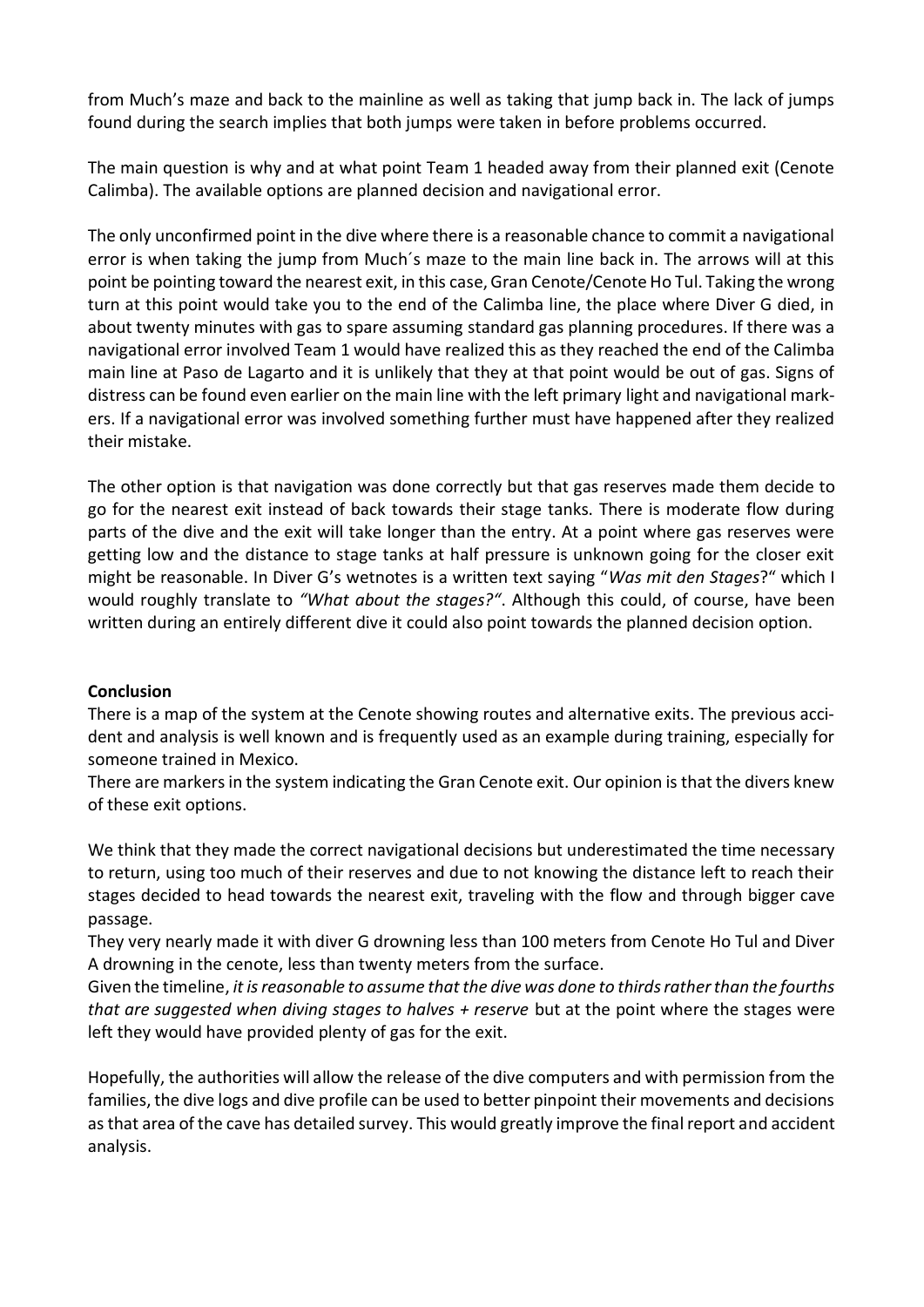from Much's maze and back to the mainline as well as taking that jump back in. The lack of jumps found during the search implies that both jumps were taken in before problems occurred.

The main question is why and at what point Team 1 headed away from their planned exit (Cenote Calimba). The available options are planned decision and navigational error.

The only unconfirmed point in the dive where there is a reasonable chance to commit a navigational error is when taking the jump from Much´s maze to the main line back in. The arrows will at this point be pointing toward the nearest exit, in this case, Gran Cenote/Cenote Ho Tul. Taking the wrong turn at this point would take you to the end of the Calimba line, the place where Diver G died, in about twenty minutes with gas to spare assuming standard gas planning procedures. If there was a navigational error involved Team 1 would have realized this as they reached the end of the Calimba main line at Paso de Lagarto and it is unlikely that they at that point would be out of gas. Signs of distress can be found even earlier on the main line with the left primary light and navigational markers. If a navigational error was involved something further must have happened after they realized their mistake.

The other option is that navigation was done correctly but that gas reserves made them decide to go for the nearest exit instead of back towards their stage tanks. There is moderate flow during parts of the dive and the exit will take longer than the entry. At a point where gas reserves were getting low and the distance to stage tanks at half pressure is unknown going for the closer exit might be reasonable. In Diver G's wetnotes is a written text saying "*Was mit den Stages*?" which I would roughly translate to *"What about the stages?"*. Although this could, of course, have been written during an entirely different dive it could also point towards the planned decision option.

**Conclusion**

There is a map of the system at the Cenote showing routes and alternative exits. The previous accident and analysis is well known and is frequently used as an example during training, especially for someone trained in Mexico.

There are markers in the system indicating the Gran Cenote exit. Our opinion is that the divers knew of these exit options.

We think that they made the correct navigational decisions but underestimated the time necessary to return, using too much of their reserves and due to not knowing the distance left to reach their stages decided to head towards the nearest exit, traveling with the flow and through bigger cave passage.

They very nearly made it with diver G drowning less than 100 meters from Cenote Ho Tul and Diver A drowning in the cenote, less than twenty meters from the surface.

Given the timeline, *it is reasonable to assume that the dive was done to thirds rather than the fourths that are suggested when diving stages to halves + reserve* but at the point where the stages were left they would have provided plenty of gas for the exit.

Hopefully, the authorities will allow the release of the dive computers and with permission from the families, the dive logs and dive profile can be used to better pinpoint their movements and decisions as that area of the cave has detailed survey. This would greatly improve the final report and accident analysis.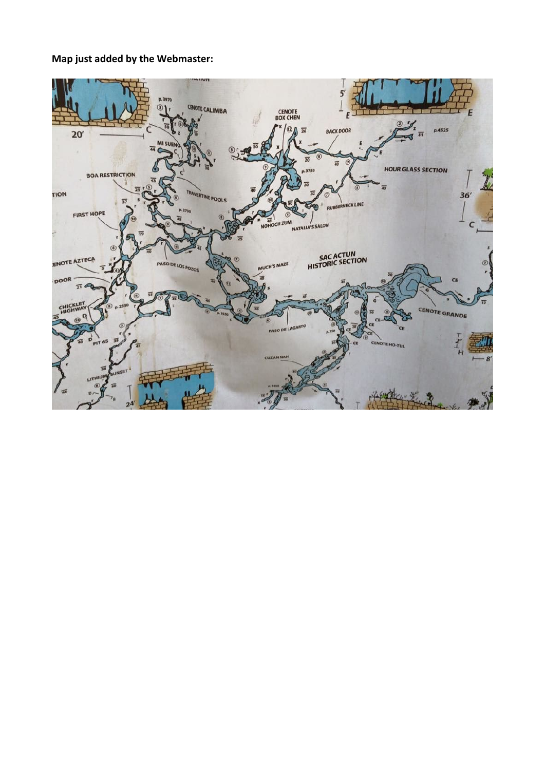**Map just added by the Webmaster:**

SAC ACTUN HISTORIC SECTION

CENOTE CALIMBA

CENOTE BOX CHEN

BACK DOOR

HOUR GLASS SECTION

MI SUEÑO

BOA RESTRICTION

TRAVERTINE POOLS

RUBBERNECK LINE

FIRST HOPE

NOHOCH ZUM

NATALIA'S SALON

CENOTE AZTECA

PASO DE LOS POZOS

MUCH'S MAZE

DOOR

CHICKLET HIGHWAY

CENOTE GRANDE

PASO DE LAGARTO

CENOTE HO-TUL

PIT 65

CUZAN NAH

LITHIUM SUNSET